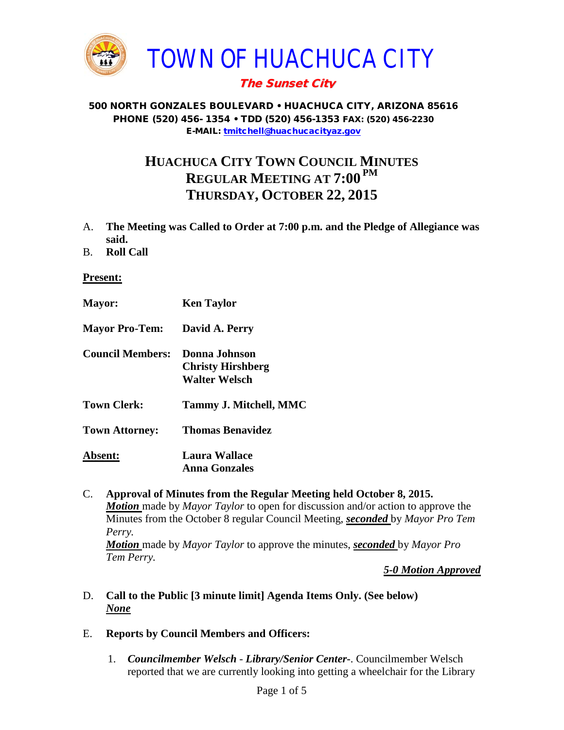# TOWN OF HUACHUCA CITY

***The Sunset City***

**500 NORTH GONZALES BOULEVARD • HUACHUCA CITY, ARIZONA 85616**
**PHONE (520) 456- 1354 • TDD (520) 456-1353 FAX: (520) 456-2230**
**E-MAIL: tmitchell@huachucacityaz.gov**

## HUACHUCA CITY TOWN COUNCIL MINUTES
## REGULAR MEETING AT 7:00 PM
## THURSDAY, OCTOBER 22, 2015

A. **The Meeting was Called to Order at 7:00 p.m. and the Pledge of Allegiance was said.**

B. **Roll Call**

**Present:**

**Mayor:** **Ken Taylor**

**Mayor Pro-Tem:** **David A. Perry**

**Council Members:** **Donna Johnson**
**Christy Hirshberg**
**Walter Welsch**

**Town Clerk:** **Tammy J. Mitchell, MMC**

**Town Attorney:** **Thomas Benavidez**

**Absent:** **Laura Wallace**
**Anna Gonzales**

C. **Approval of Minutes from the Regular Meeting held October 8, 2015.**
***Motion*** made by *Mayor Taylor* to open for discussion and/or action to approve the Minutes from the October 8 regular Council Meeting, ***seconded*** by *Mayor Pro Tem Perry.*
***Motion*** made by *Mayor Taylor* to approve the minutes, ***seconded*** by *Mayor Pro Tem Perry.*

***5-0 Motion Approved***

D. **Call to the Public [3 minute limit] Agenda Items Only. (See below)**
***None***

E. **Reports by Council Members and Officers:**

1. ***Councilmember Welsch - Library/Senior Center-***. Councilmember Welsch reported that we are currently looking into getting a wheelchair for the Library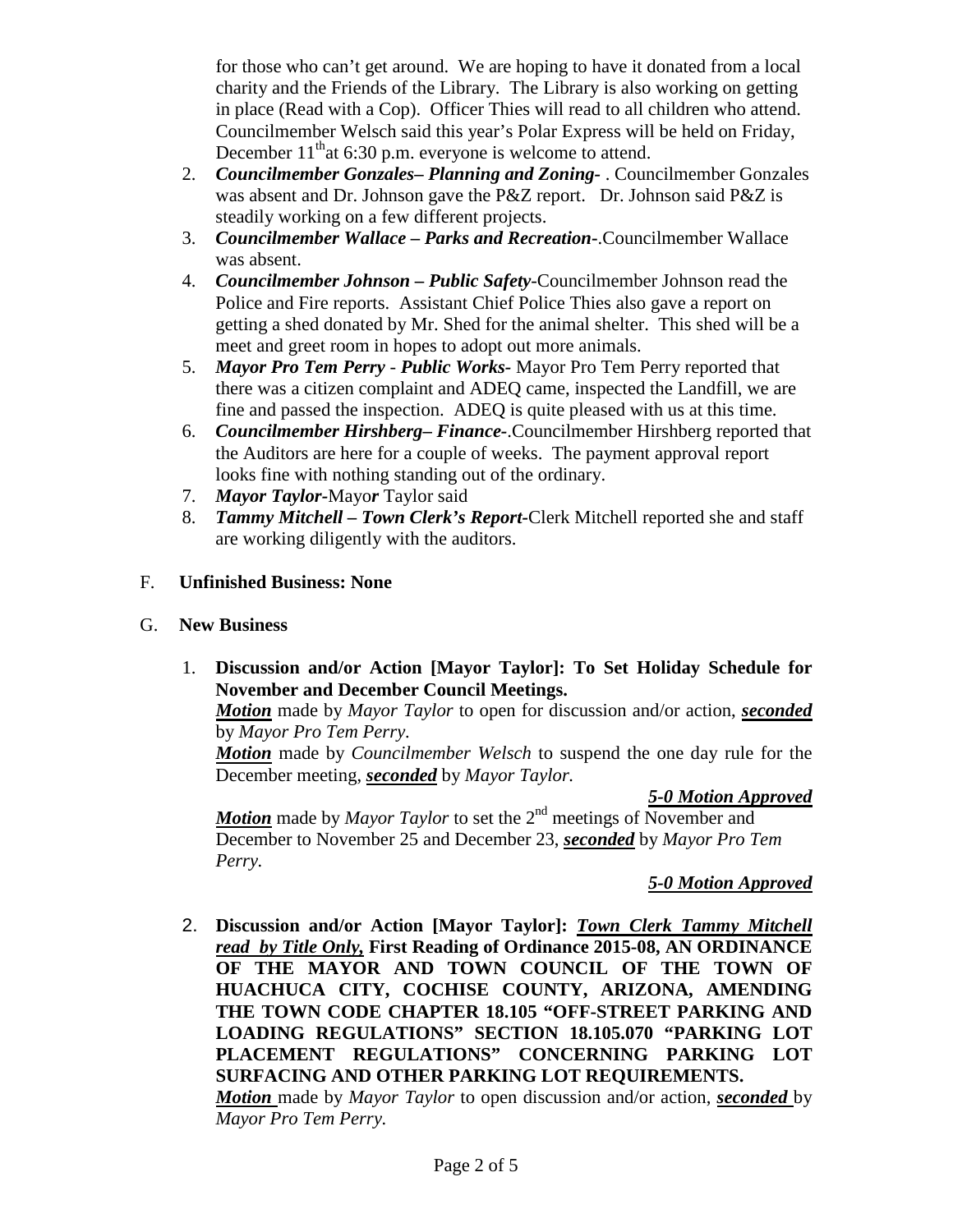for those who can't get around. We are hoping to have it donated from a local charity and the Friends of the Library. The Library is also working on getting in place (Read with a Cop). Officer Thies will read to all children who attend. Councilmember Welsch said this year's Polar Express will be held on Friday, December 11th at 6:30 p.m. everyone is welcome to attend.

2. ***Councilmember Gonzales– Planning and Zoning-*** . Councilmember Gonzales was absent and Dr. Johnson gave the P&Z report. Dr. Johnson said P&Z is steadily working on a few different projects.
3. ***Councilmember Wallace – Parks and Recreation-***.Councilmember Wallace was absent.
4. ***Councilmember Johnson – Public Safety***-Councilmember Johnson read the Police and Fire reports. Assistant Chief Police Thies also gave a report on getting a shed donated by Mr. Shed for the animal shelter. This shed will be a meet and greet room in hopes to adopt out more animals.
5. ***Mayor Pro Tem Perry - Public Works-*** Mayor Pro Tem Perry reported that there was a citizen complaint and ADEQ came, inspected the Landfill, we are fine and passed the inspection. ADEQ is quite pleased with us at this time.
6. ***Councilmember Hirshberg– Finance-***.Councilmember Hirshberg reported that the Auditors are here for a couple of weeks. The payment approval report looks fine with nothing standing out of the ordinary.
7. ***Mayor Taylor-***Mayo***r*** Taylor said
8. ***Tammy Mitchell – Town Clerk's Report-***Clerk Mitchell reported she and staff are working diligently with the auditors.

F. **Unfinished Business: None**

G. **New Business**

1. **Discussion and/or Action [Mayor Taylor]: To Set Holiday Schedule for November and December Council Meetings.**

   ***Motion*** made by *Mayor Taylor* to open for discussion and/or action, ***seconded*** by *Mayor Pro Tem Perry.*

   ***Motion*** made by *Councilmember Welsch* to suspend the one day rule for the December meeting, ***seconded*** by *Mayor Taylor.*

   ***5-0 Motion Approved***

   ***Motion*** made by *Mayor Taylor* to set the 2nd meetings of November and December to November 25 and December 23, ***seconded*** by *Mayor Pro Tem Perry.*

   ***5-0 Motion Approved***

2. **Discussion and/or Action [Mayor Taylor]: *Town Clerk Tammy Mitchell read by Title Only,* First Reading of Ordinance 2015-08, AN ORDINANCE OF THE MAYOR AND TOWN COUNCIL OF THE TOWN OF HUACHUCA CITY, COCHISE COUNTY, ARIZONA, AMENDING THE TOWN CODE CHAPTER 18.105 "OFF-STREET PARKING AND LOADING REGULATIONS" SECTION 18.105.070 "PARKING LOT PLACEMENT REGULATIONS" CONCERNING PARKING LOT SURFACING AND OTHER PARKING LOT REQUIREMENTS.**

   ***Motion*** made by *Mayor Taylor* to open discussion and/or action, ***seconded*** by *Mayor Pro Tem Perry.*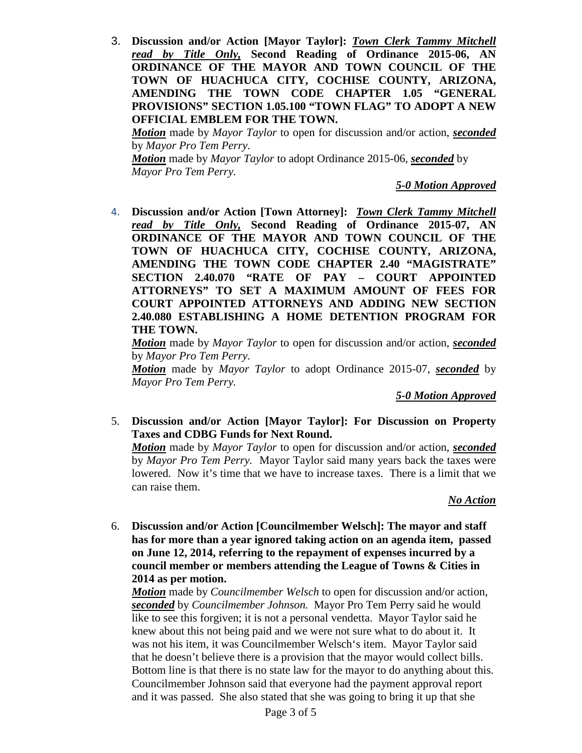3. **Discussion and/or Action [Mayor Taylor]: _**Town Clerk Tammy Mitchell read by Title Only,**_ Second Reading of Ordinance 2015-06, AN ORDINANCE OF THE MAYOR AND TOWN COUNCIL OF THE TOWN OF HUACHUCA CITY, COCHISE COUNTY, ARIZONA, AMENDING THE TOWN CODE CHAPTER 1.05 "GENERAL PROVISIONS" SECTION 1.05.100 "TOWN FLAG" TO ADOPT A NEW OFFICIAL EMBLEM FOR THE TOWN.**

   _**Motion**_ made by *Mayor Taylor* to open for discussion and/or action, _**seconded**_ by *Mayor Pro Tem Perry.*

   _**Motion**_ made by *Mayor Taylor* to adopt Ordinance 2015-06, _**seconded**_ by *Mayor Pro Tem Perry.*

   _**5-0 Motion Approved**_

4. **Discussion and/or Action [Town Attorney]: _**Town Clerk Tammy Mitchell read by Title Only,**_ Second Reading of Ordinance 2015-07, AN ORDINANCE OF THE MAYOR AND TOWN COUNCIL OF THE TOWN OF HUACHUCA CITY, COCHISE COUNTY, ARIZONA, AMENDING THE TOWN CODE CHAPTER 2.40 "MAGISTRATE" SECTION 2.40.070 "RATE OF PAY – COURT APPOINTED ATTORNEYS" TO SET A MAXIMUM AMOUNT OF FEES FOR COURT APPOINTED ATTORNEYS AND ADDING NEW SECTION 2.40.080 ESTABLISHING A HOME DETENTION PROGRAM FOR THE TOWN.**

   _**Motion**_ made by *Mayor Taylor* to open for discussion and/or action, _**seconded**_ by *Mayor Pro Tem Perry.*

   _**Motion**_ made by *Mayor Taylor* to adopt Ordinance 2015-07, _**seconded**_ by *Mayor Pro Tem Perry.*

   _**5-0 Motion Approved**_

5. **Discussion and/or Action [Mayor Taylor]: For Discussion on Property Taxes and CDBG Funds for Next Round.**

   _**Motion**_ made by *Mayor Taylor* to open for discussion and/or action, _**seconded**_ by *Mayor Pro Tem Perry.* Mayor Taylor said many years back the taxes were lowered. Now it's time that we have to increase taxes. There is a limit that we can raise them.

   _**No Action**_

6. **Discussion and/or Action [Councilmember Welsch]: The mayor and staff has for more than a year ignored taking action on an agenda item, passed on June 12, 2014, referring to the repayment of expenses incurred by a council member or members attending the League of Towns & Cities in 2014 as per motion.**

   _**Motion**_ made by *Councilmember Welsch* to open for discussion and/or action, _**seconded**_ by *Councilmember Johnson.* Mayor Pro Tem Perry said he would like to see this forgiven; it is not a personal vendetta. Mayor Taylor said he knew about this not being paid and we were not sure what to do about it. It was not his item, it was Councilmember Welsch's item. Mayor Taylor said that he doesn't believe there is a provision that the mayor would collect bills. Bottom line is that there is no state law for the mayor to do anything about this. Councilmember Johnson said that everyone had the payment approval report and it was passed. She also stated that she was going to bring it up that she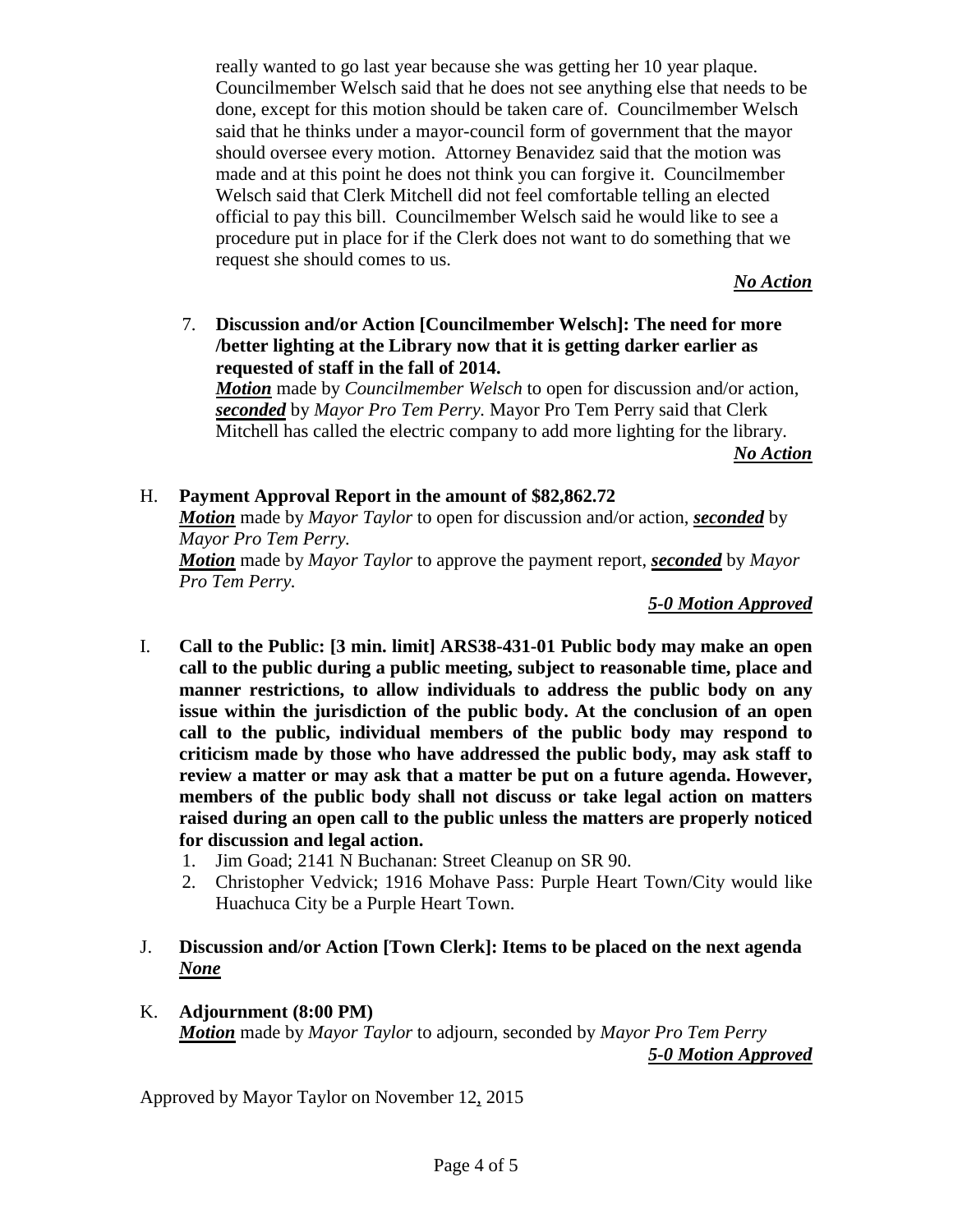really wanted to go last year because she was getting her 10 year plaque. Councilmember Welsch said that he does not see anything else that needs to be done, except for this motion should be taken care of. Councilmember Welsch said that he thinks under a mayor-council form of government that the mayor should oversee every motion. Attorney Benavidez said that the motion was made and at this point he does not think you can forgive it. Councilmember Welsch said that Clerk Mitchell did not feel comfortable telling an elected official to pay this bill. Councilmember Welsch said he would like to see a procedure put in place for if the Clerk does not want to do something that we request she should comes to us.

***No Action***

7. **Discussion and/or Action [Councilmember Welsch]: The need for more /better lighting at the Library now that it is getting darker earlier as requested of staff in the fall of 2014.**
   ***Motion*** made by *Councilmember Welsch* to open for discussion and/or action, ***seconded*** by *Mayor Pro Tem Perry.* Mayor Pro Tem Perry said that Clerk Mitchell has called the electric company to add more lighting for the library.

   ***No Action***

H. **Payment Approval Report in the amount of $82,862.72**
***Motion*** made by *Mayor Taylor* to open for discussion and/or action, ***seconded*** by *Mayor Pro Tem Perry.*
***Motion*** made by *Mayor Taylor* to approve the payment report, ***seconded*** by *Mayor Pro Tem Perry.*

***5-0 Motion Approved***

I. **Call to the Public: [3 min. limit] ARS38-431-01 Public body may make an open call to the public during a public meeting, subject to reasonable time, place and manner restrictions, to allow individuals to address the public body on any issue within the jurisdiction of the public body. At the conclusion of an open call to the public, individual members of the public body may respond to criticism made by those who have addressed the public body, may ask staff to review a matter or may ask that a matter be put on a future agenda. However, members of the public body shall not discuss or take legal action on matters raised during an open call to the public unless the matters are properly noticed for discussion and legal action.**
   1. Jim Goad; 2141 N Buchanan: Street Cleanup on SR 90.
   2. Christopher Vedvick; 1916 Mohave Pass: Purple Heart Town/City would like Huachuca City be a Purple Heart Town.

J. **Discussion and/or Action [Town Clerk]: Items to be placed on the next agenda**
***None***

K. **Adjournment (8:00 PM)**
***Motion*** made by *Mayor Taylor* to adjourn, seconded by *Mayor Pro Tem Perry*

***5-0 Motion Approved***

Approved by Mayor Taylor on November 12, 2015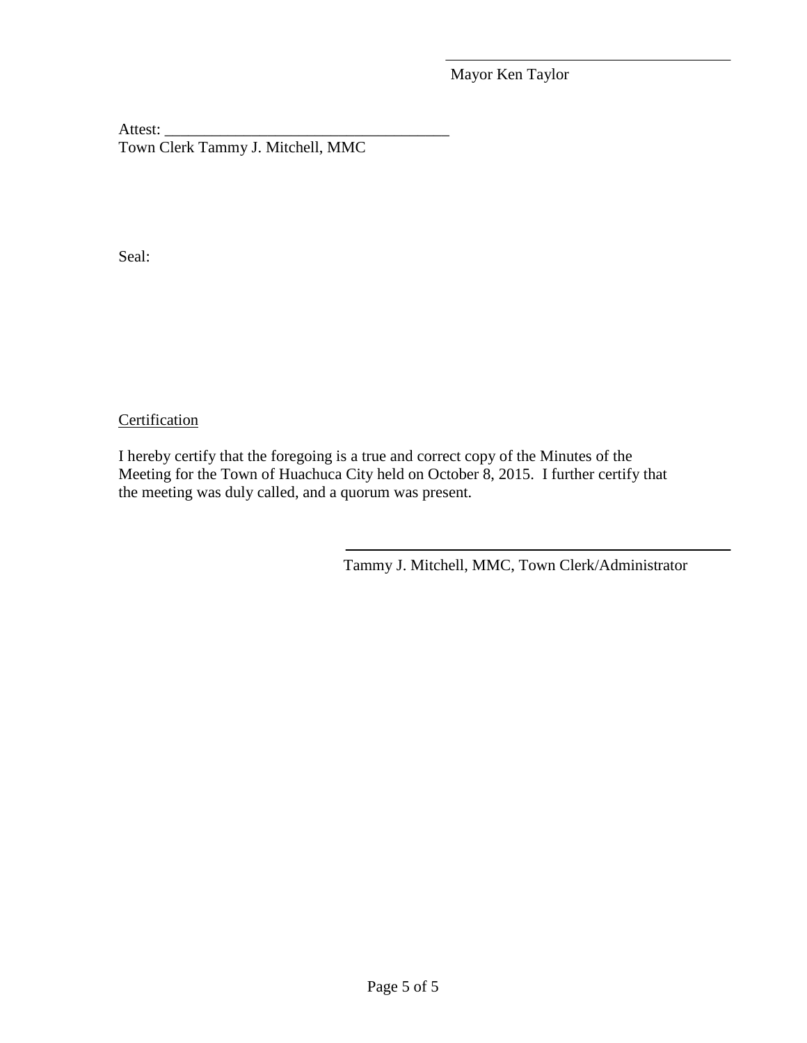\_\_\_\_\_\_\_\_\_\_\_\_\_\_\_\_\_\_\_\_\_\_\_\_\_\_\_\_\_\_\_\_\_\_\_\_

Mayor Ken Taylor

Attest: \_\_\_\_\_\_\_\_\_\_\_\_\_\_\_\_\_\_\_\_\_\_\_\_\_\_\_\_\_\_\_\_\_\_\_\_

Town Clerk Tammy J. Mitchell, MMC

Seal:

Certification

I hereby certify that the foregoing is a true and correct copy of the Minutes of the Meeting for the Town of Huachuca City held on October 8, 2015. I further certify that the meeting was duly called, and a quorum was present.

\_\_\_\_\_\_\_\_\_\_\_\_\_\_\_\_\_\_\_\_\_\_\_\_\_\_\_\_\_\_\_\_\_\_\_\_\_\_\_\_\_\_\_\_

Tammy J. Mitchell, MMC, Town Clerk/Administrator